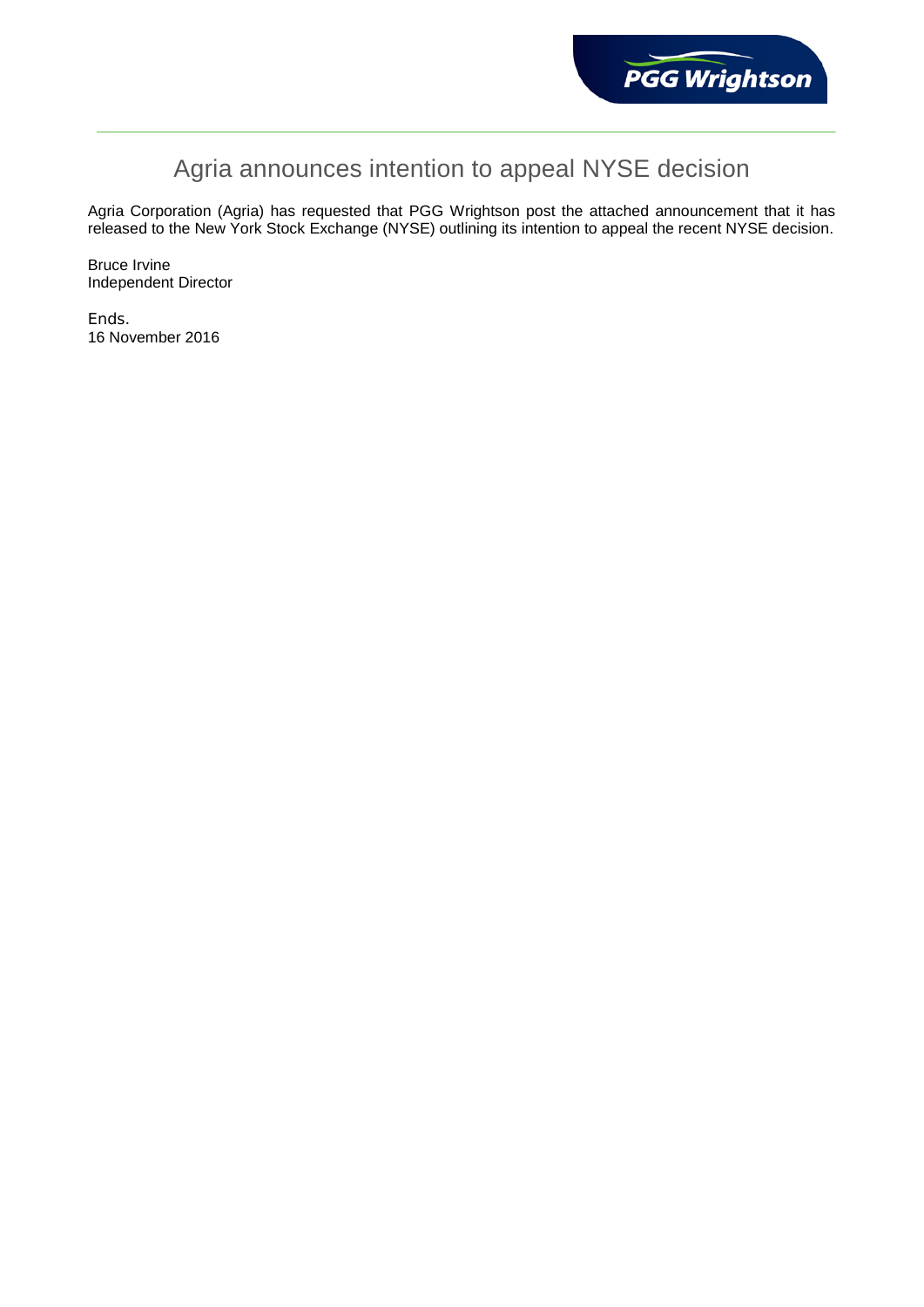# Agria announces intention to appeal NYSE decision

Agria Corporation (Agria) has requested that PGG Wrightson post the attached announcement that it has released to the New York Stock Exchange (NYSE) outlining its intention to appeal the recent NYSE decision.

Bruce Irvine
Independent Director

Ends.
16 November 2016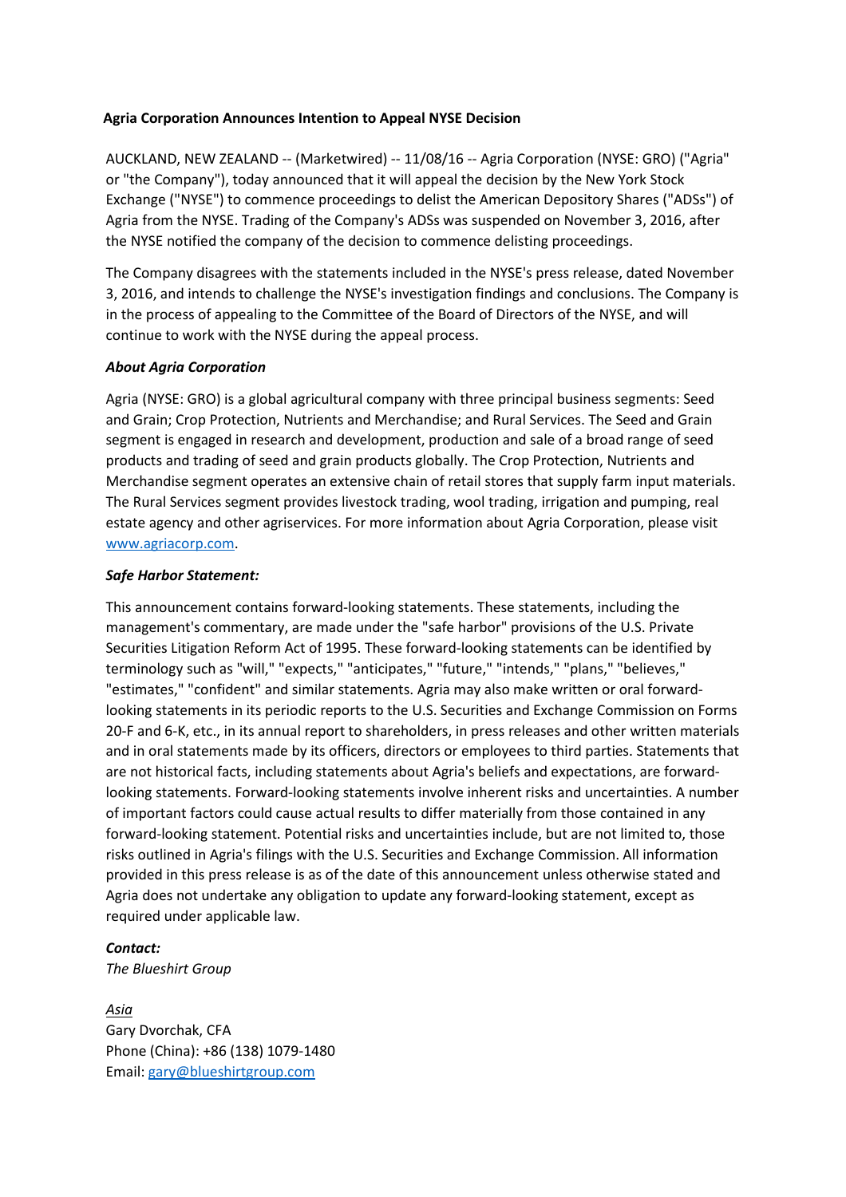**Agria Corporation Announces Intention to Appeal NYSE Decision**

AUCKLAND, NEW ZEALAND -- (Marketwired) -- 11/08/16 -- Agria Corporation (NYSE: GRO) ("Agria" or "the Company"), today announced that it will appeal the decision by the New York Stock Exchange ("NYSE") to commence proceedings to delist the American Depository Shares ("ADSs") of Agria from the NYSE. Trading of the Company's ADSs was suspended on November 3, 2016, after the NYSE notified the company of the decision to commence delisting proceedings.

The Company disagrees with the statements included in the NYSE's press release, dated November 3, 2016, and intends to challenge the NYSE's investigation findings and conclusions. The Company is in the process of appealing to the Committee of the Board of Directors of the NYSE, and will continue to work with the NYSE during the appeal process.

***About Agria Corporation***

Agria (NYSE: GRO) is a global agricultural company with three principal business segments: Seed and Grain; Crop Protection, Nutrients and Merchandise; and Rural Services. The Seed and Grain segment is engaged in research and development, production and sale of a broad range of seed products and trading of seed and grain products globally. The Crop Protection, Nutrients and Merchandise segment operates an extensive chain of retail stores that supply farm input materials. The Rural Services segment provides livestock trading, wool trading, irrigation and pumping, real estate agency and other agriservices. For more information about Agria Corporation, please visit www.agriacorp.com.

***Safe Harbor Statement:***

This announcement contains forward-looking statements. These statements, including the management's commentary, are made under the "safe harbor" provisions of the U.S. Private Securities Litigation Reform Act of 1995. These forward-looking statements can be identified by terminology such as "will," "expects," "anticipates," "future," "intends," "plans," "believes," "estimates," "confident" and similar statements. Agria may also make written or oral forward-looking statements in its periodic reports to the U.S. Securities and Exchange Commission on Forms 20-F and 6-K, etc., in its annual report to shareholders, in press releases and other written materials and in oral statements made by its officers, directors or employees to third parties. Statements that are not historical facts, including statements about Agria's beliefs and expectations, are forward-looking statements. Forward-looking statements involve inherent risks and uncertainties. A number of important factors could cause actual results to differ materially from those contained in any forward-looking statement. Potential risks and uncertainties include, but are not limited to, those risks outlined in Agria's filings with the U.S. Securities and Exchange Commission. All information provided in this press release is as of the date of this announcement unless otherwise stated and Agria does not undertake any obligation to update any forward-looking statement, except as required under applicable law.

***Contact:***
*The Blueshirt Group*

*Asia*
Gary Dvorchak, CFA
Phone (China): +86 (138) 1079-1480
Email: gary@blueshirtgroup.com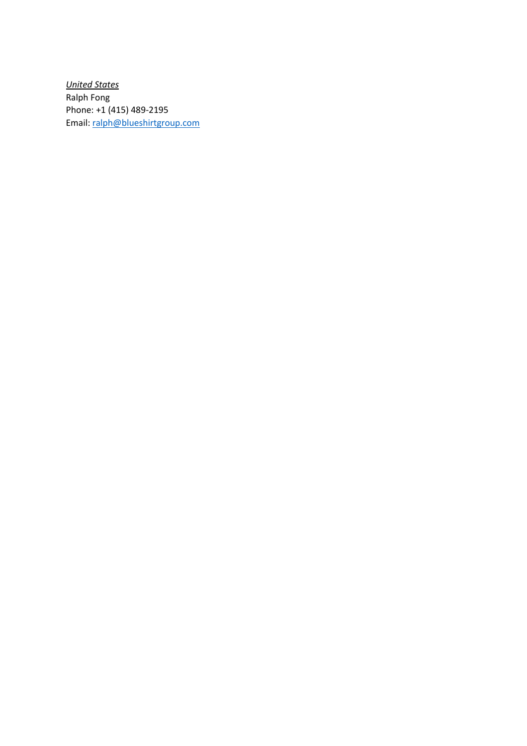*United States*
Ralph Fong
Phone: +1 (415) 489-2195
Email: ralph@blueshirtgroup.com